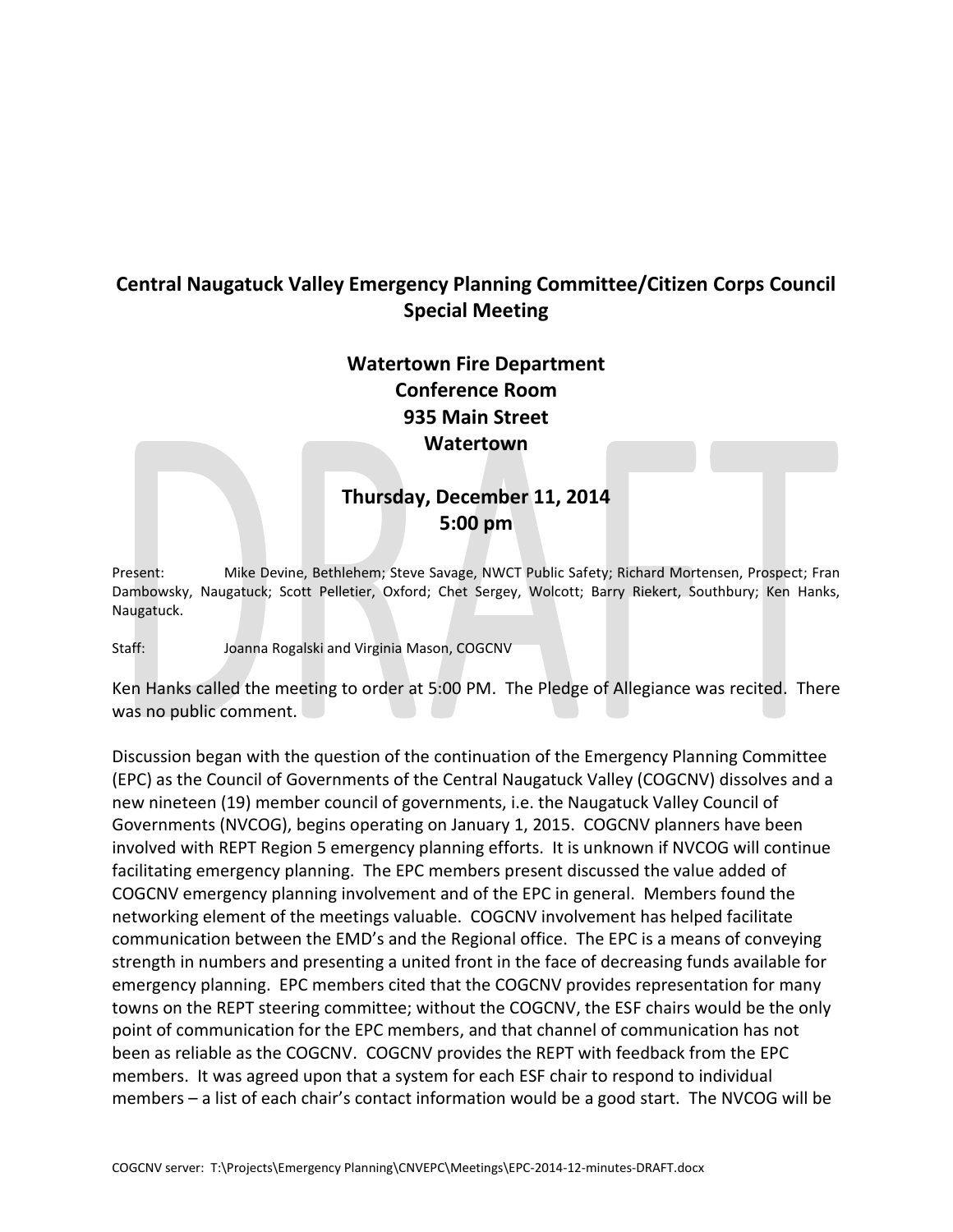# Central Naugatuck Valley Emergency Planning Committee/Citizen Corps Council Special Meeting

## Watertown Fire Department
## Conference Room
## 935 Main Street
## Watertown

## Thursday, December 11, 2014
## 5:00 pm

Present: Mike Devine, Bethlehem; Steve Savage, NWCT Public Safety; Richard Mortensen, Prospect; Fran Dambowsky, Naugatuck; Scott Pelletier, Oxford; Chet Sergey, Wolcott; Barry Riekert, Southbury; Ken Hanks, Naugatuck.

Staff: Joanna Rogalski and Virginia Mason, COGCNV

Ken Hanks called the meeting to order at 5:00 PM. The Pledge of Allegiance was recited. There was no public comment.

Discussion began with the question of the continuation of the Emergency Planning Committee (EPC) as the Council of Governments of the Central Naugatuck Valley (COGCNV) dissolves and a new nineteen (19) member council of governments, i.e. the Naugatuck Valley Council of Governments (NVCOG), begins operating on January 1, 2015. COGCNV planners have been involved with REPT Region 5 emergency planning efforts. It is unknown if NVCOG will continue facilitating emergency planning. The EPC members present discussed the value added of COGCNV emergency planning involvement and of the EPC in general. Members found the networking element of the meetings valuable. COGCNV involvement has helped facilitate communication between the EMD's and the Regional office. The EPC is a means of conveying strength in numbers and presenting a united front in the face of decreasing funds available for emergency planning. EPC members cited that the COGCNV provides representation for many towns on the REPT steering committee; without the COGCNV, the ESF chairs would be the only point of communication for the EPC members, and that channel of communication has not been as reliable as the COGCNV. COGCNV provides the REPT with feedback from the EPC members. It was agreed upon that a system for each ESF chair to respond to individual members – a list of each chair's contact information would be a good start. The NVCOG will be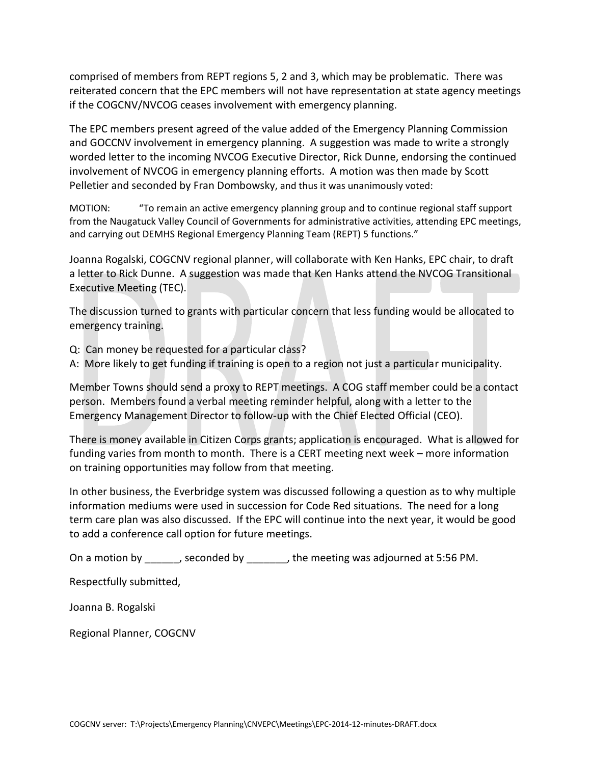comprised of members from REPT regions 5, 2 and 3, which may be problematic. There was reiterated concern that the EPC members will not have representation at state agency meetings if the COGCNV/NVCOG ceases involvement with emergency planning.

The EPC members present agreed of the value added of the Emergency Planning Commission and GOCCNV involvement in emergency planning. A suggestion was made to write a strongly worded letter to the incoming NVCOG Executive Director, Rick Dunne, endorsing the continued involvement of NVCOG in emergency planning efforts. A motion was then made by Scott Pelletier and seconded by Fran Dombowsky, and thus it was unanimously voted:

MOTION: "To remain an active emergency planning group and to continue regional staff support from the Naugatuck Valley Council of Governments for administrative activities, attending EPC meetings, and carrying out DEMHS Regional Emergency Planning Team (REPT) 5 functions."

Joanna Rogalski, COGCNV regional planner, will collaborate with Ken Hanks, EPC chair, to draft a letter to Rick Dunne. A suggestion was made that Ken Hanks attend the NVCOG Transitional Executive Meeting (TEC).

The discussion turned to grants with particular concern that less funding would be allocated to emergency training.

Q: Can money be requested for a particular class?
A: More likely to get funding if training is open to a region not just a particular municipality.

Member Towns should send a proxy to REPT meetings. A COG staff member could be a contact person. Members found a verbal meeting reminder helpful, along with a letter to the Emergency Management Director to follow-up with the Chief Elected Official (CEO).

There is money available in Citizen Corps grants; application is encouraged. What is allowed for funding varies from month to month. There is a CERT meeting next week – more information on training opportunities may follow from that meeting.

In other business, the Everbridge system was discussed following a question as to why multiple information mediums were used in succession for Code Red situations. The need for a long term care plan was also discussed. If the EPC will continue into the next year, it would be good to add a conference call option for future meetings.

On a motion by ______, seconded by _______, the meeting was adjourned at 5:56 PM.

Respectfully submitted,

Joanna B. Rogalski

Regional Planner, COGCNV